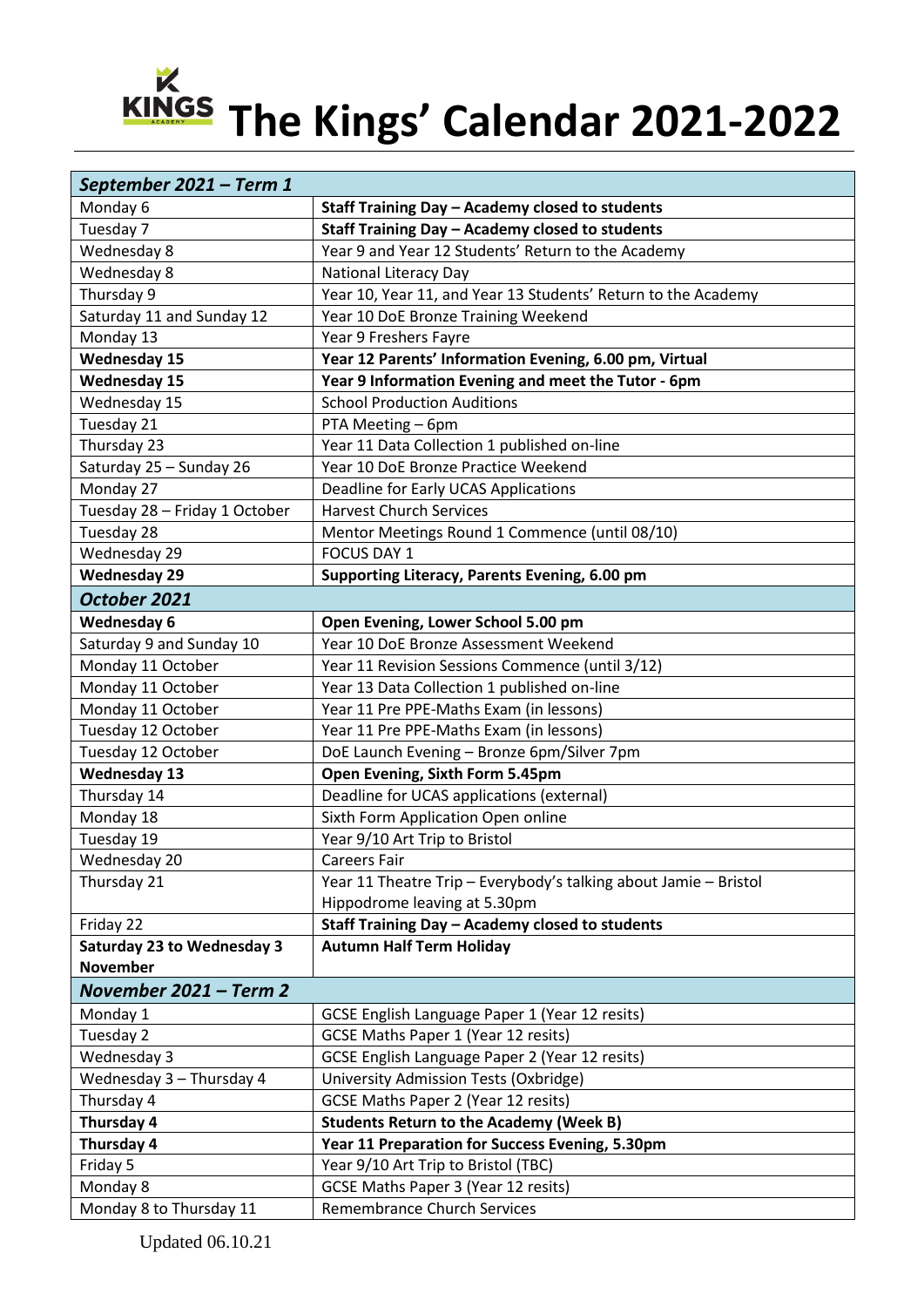# The Kings' Calendar 2021-2022

| ***September 2021 – Term 1*** | |
|---|---|
| Monday 6 | **Staff Training Day – Academy closed to students** |
| Tuesday 7 | **Staff Training Day – Academy closed to students** |
| Wednesday 8 | Year 9 and Year 12 Students' Return to the Academy |
| Wednesday 8 | National Literacy Day |
| Thursday 9 | Year 10, Year 11, and Year 13 Students' Return to the Academy |
| Saturday 11 and Sunday 12 | Year 10 DoE Bronze Training Weekend |
| Monday 13 | Year 9 Freshers Fayre |
| **Wednesday 15** | **Year 12 Parents' Information Evening, 6.00 pm, Virtual** |
| **Wednesday 15** | **Year 9 Information Evening and meet the Tutor - 6pm** |
| Wednesday 15 | School Production Auditions |
| Tuesday 21 | PTA Meeting – 6pm |
| Thursday 23 | Year 11 Data Collection 1 published on-line |
| Saturday 25 – Sunday 26 | Year 10 DoE Bronze Practice Weekend |
| Monday 27 | Deadline for Early UCAS Applications |
| Tuesday 28 – Friday 1 October | Harvest Church Services |
| Tuesday 28 | Mentor Meetings Round 1 Commence (until 08/10) |
| Wednesday 29 | FOCUS DAY 1 |
| **Wednesday 29** | **Supporting Literacy, Parents Evening, 6.00 pm** |
| ***October 2021*** | |
| **Wednesday 6** | **Open Evening, Lower School 5.00 pm** |
| Saturday 9 and Sunday 10 | Year 10 DoE Bronze Assessment Weekend |
| Monday 11 October | Year 11 Revision Sessions Commence (until 3/12) |
| Monday 11 October | Year 13 Data Collection 1 published on-line |
| Monday 11 October | Year 11 Pre PPE-Maths Exam (in lessons) |
| Tuesday 12 October | Year 11 Pre PPE-Maths Exam (in lessons) |
| Tuesday 12 October | DoE Launch Evening – Bronze 6pm/Silver 7pm |
| **Wednesday 13** | **Open Evening, Sixth Form 5.45pm** |
| Thursday 14 | Deadline for UCAS applications (external) |
| Monday 18 | Sixth Form Application Open online |
| Tuesday 19 | Year 9/10 Art Trip to Bristol |
| Wednesday 20 | Careers Fair |
| Thursday 21 | Year 11 Theatre Trip – Everybody's talking about Jamie – Bristol Hippodrome leaving at 5.30pm |
| Friday 22 | **Staff Training Day – Academy closed to students** |
| **Saturday 23 to Wednesday 3 November** | **Autumn Half Term Holiday** |
| ***November 2021 – Term 2*** | |
| Monday 1 | GCSE English Language Paper 1 (Year 12 resits) |
| Tuesday 2 | GCSE Maths Paper 1 (Year 12 resits) |
| Wednesday 3 | GCSE English Language Paper 2 (Year 12 resits) |
| Wednesday 3 – Thursday 4 | University Admission Tests (Oxbridge) |
| Thursday 4 | GCSE Maths Paper 2 (Year 12 resits) |
| **Thursday 4** | **Students Return to the Academy (Week B)** |
| **Thursday 4** | **Year 11 Preparation for Success Evening, 5.30pm** |
| Friday 5 | Year 9/10 Art Trip to Bristol (TBC) |
| Monday 8 | GCSE Maths Paper 3 (Year 12 resits) |
| Monday 8 to Thursday 11 | Remembrance Church Services |

Updated 06.10.21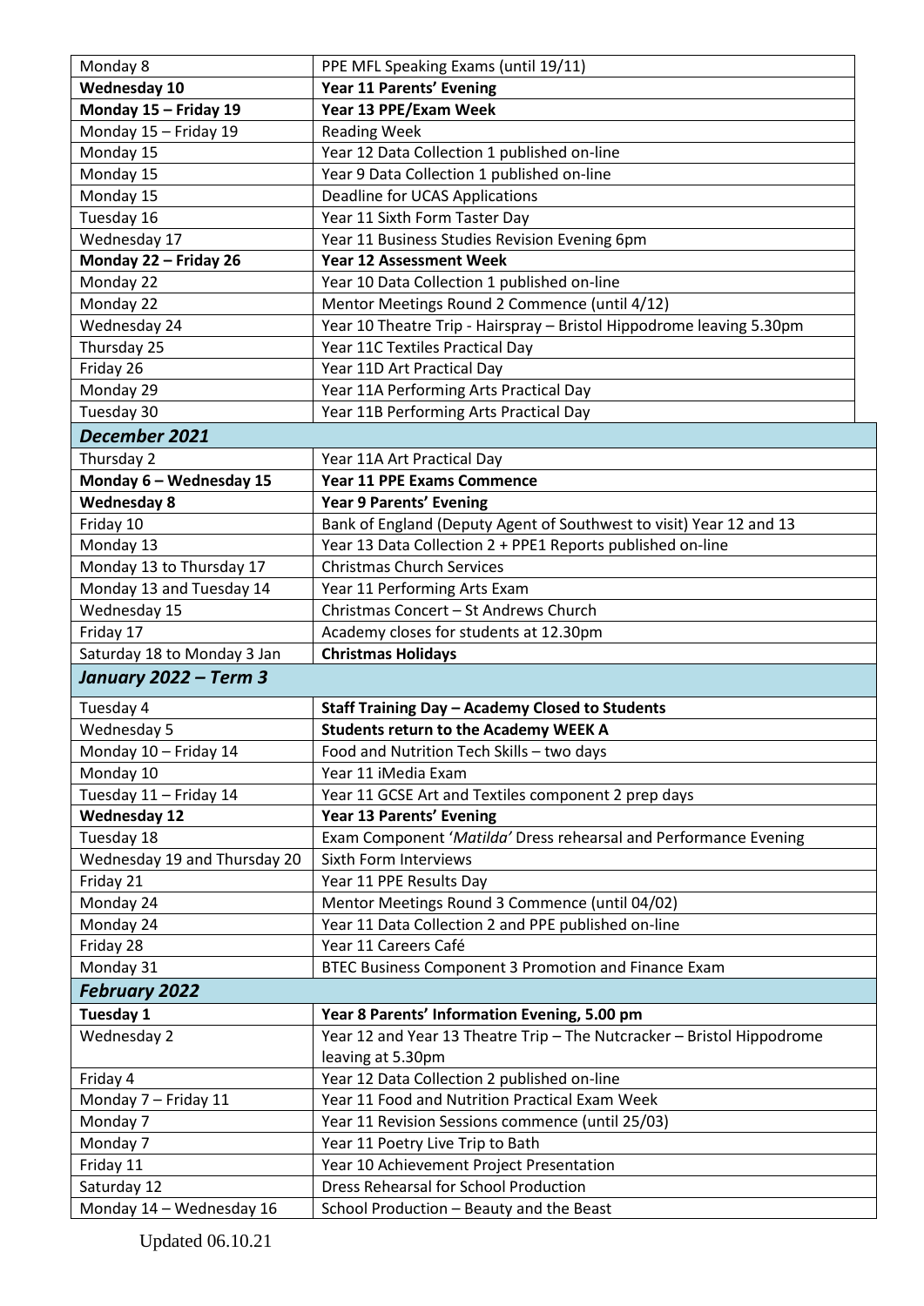| | |
|---|---|
| Monday 8 | PPE MFL Speaking Exams (until 19/11) |
| **Wednesday 10** | **Year 11 Parents' Evening** |
| **Monday 15 – Friday 19** | **Year 13 PPE/Exam Week** |
| Monday 15 – Friday 19 | Reading Week |
| Monday 15 | Year 12 Data Collection 1 published on-line |
| Monday 15 | Year 9 Data Collection 1 published on-line |
| Monday 15 | Deadline for UCAS Applications |
| Tuesday 16 | Year 11 Sixth Form Taster Day |
| Wednesday 17 | Year 11 Business Studies Revision Evening 6pm |
| **Monday 22 – Friday 26** | **Year 12 Assessment Week** |
| Monday 22 | Year 10 Data Collection 1 published on-line |
| Monday 22 | Mentor Meetings Round 2 Commence (until 4/12) |
| Wednesday 24 | Year 10 Theatre Trip - Hairspray – Bristol Hippodrome leaving 5.30pm |
| Thursday 25 | Year 11C Textiles Practical Day |
| Friday 26 | Year 11D Art Practical Day |
| Monday 29 | Year 11A Performing Arts Practical Day |
| Tuesday 30 | Year 11B Performing Arts Practical Day |
| ***December 2021*** | |
| Thursday 2 | Year 11A Art Practical Day |
| **Monday 6 – Wednesday 15** | **Year 11 PPE Exams Commence** |
| **Wednesday 8** | **Year 9 Parents' Evening** |
| Friday 10 | Bank of England (Deputy Agent of Southwest to visit) Year 12 and 13 |
| Monday 13 | Year 13 Data Collection 2 + PPE1 Reports published on-line |
| Monday 13 to Thursday 17 | Christmas Church Services |
| Monday 13 and Tuesday 14 | Year 11 Performing Arts Exam |
| Wednesday 15 | Christmas Concert – St Andrews Church |
| Friday 17 | Academy closes for students at 12.30pm |
| Saturday 18 to Monday 3 Jan | **Christmas Holidays** |
| ***January 2022 – Term 3*** | |
| Tuesday 4 | **Staff Training Day – Academy Closed to Students** |
| Wednesday 5 | **Students return to the Academy WEEK A** |
| Monday 10 – Friday 14 | Food and Nutrition Tech Skills – two days |
| Monday 10 | Year 11 iMedia Exam |
| Tuesday 11 – Friday 14 | Year 11 GCSE Art and Textiles component 2 prep days |
| **Wednesday 12** | **Year 13 Parents' Evening** |
| Tuesday 18 | Exam Component '*Matilda*' Dress rehearsal and Performance Evening |
| Wednesday 19 and Thursday 20 | Sixth Form Interviews |
| Friday 21 | Year 11 PPE Results Day |
| Monday 24 | Mentor Meetings Round 3 Commence (until 04/02) |
| Monday 24 | Year 11 Data Collection 2 and PPE published on-line |
| Friday 28 | Year 11 Careers Café |
| Monday 31 | BTEC Business Component 3 Promotion and Finance Exam |
| ***February 2022*** | |
| **Tuesday 1** | **Year 8 Parents' Information Evening, 5.00 pm** |
| Wednesday 2 | Year 12 and Year 13 Theatre Trip – The Nutcracker – Bristol Hippodrome leaving at 5.30pm |
| Friday 4 | Year 12 Data Collection 2 published on-line |
| Monday 7 – Friday 11 | Year 11 Food and Nutrition Practical Exam Week |
| Monday 7 | Year 11 Revision Sessions commence (until 25/03) |
| Monday 7 | Year 11 Poetry Live Trip to Bath |
| Friday 11 | Year 10 Achievement Project Presentation |
| Saturday 12 | Dress Rehearsal for School Production |
| Monday 14 – Wednesday 16 | School Production – Beauty and the Beast |

Updated 06.10.21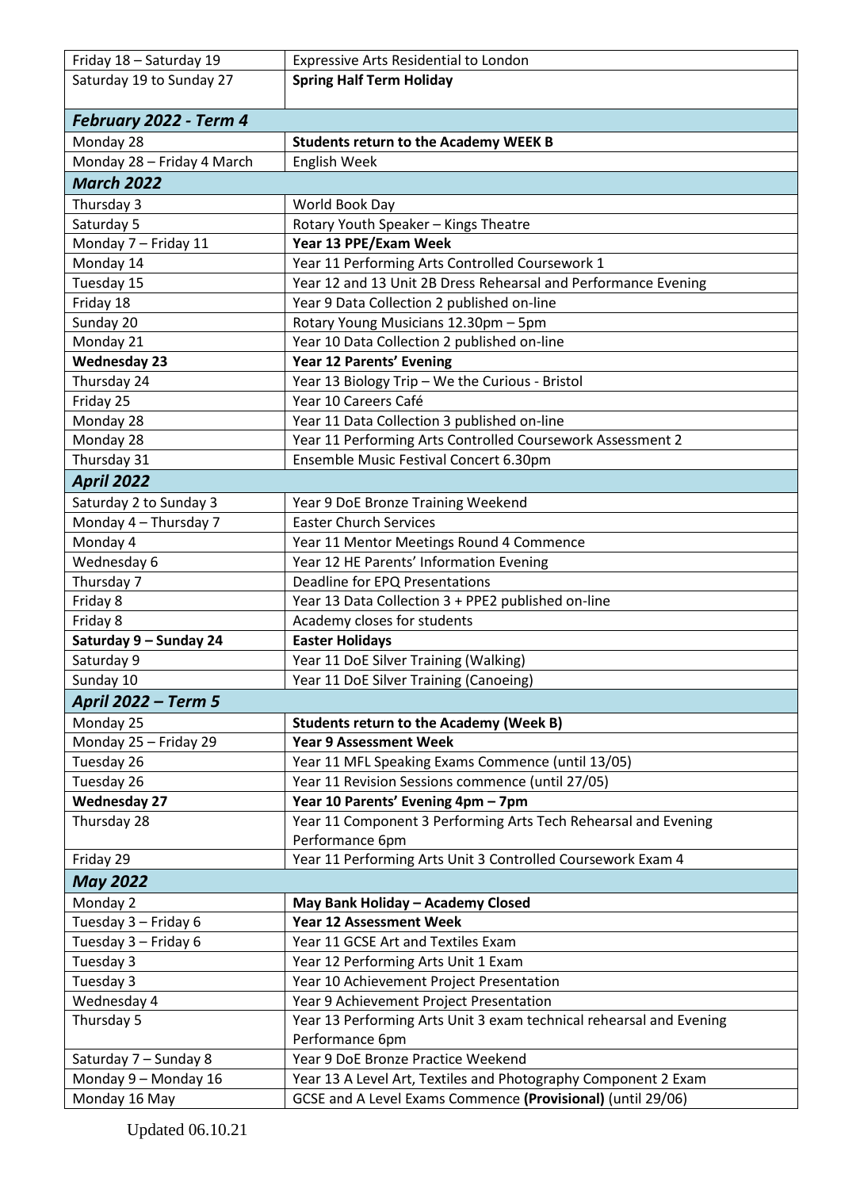| | |
|---|---|
| Friday 18 – Saturday 19 | Expressive Arts Residential to London |
| Saturday 19 to Sunday 27 | **Spring Half Term Holiday** |
| ***February 2022 - Term 4*** | |
| Monday 28 | **Students return to the Academy WEEK B** |
| Monday 28 – Friday 4 March | English Week |
| ***March 2022*** | |
| Thursday 3 | World Book Day |
| Saturday 5 | Rotary Youth Speaker – Kings Theatre |
| Monday 7 – Friday 11 | **Year 13 PPE/Exam Week** |
| Monday 14 | Year 11 Performing Arts Controlled Coursework 1 |
| Tuesday 15 | Year 12 and 13 Unit 2B Dress Rehearsal and Performance Evening |
| Friday 18 | Year 9 Data Collection 2 published on-line |
| Sunday 20 | Rotary Young Musicians 12.30pm – 5pm |
| Monday 21 | Year 10 Data Collection 2 published on-line |
| **Wednesday 23** | **Year 12 Parents' Evening** |
| Thursday 24 | Year 13 Biology Trip – We the Curious - Bristol |
| Friday 25 | Year 10 Careers Café |
| Monday 28 | Year 11 Data Collection 3 published on-line |
| Monday 28 | Year 11 Performing Arts Controlled Coursework Assessment 2 |
| Thursday 31 | Ensemble Music Festival Concert 6.30pm |
| ***April 2022*** | |
| Saturday 2 to Sunday 3 | Year 9 DoE Bronze Training Weekend |
| Monday 4 – Thursday 7 | Easter Church Services |
| Monday 4 | Year 11 Mentor Meetings Round 4 Commence |
| Wednesday 6 | Year 12 HE Parents' Information Evening |
| Thursday 7 | Deadline for EPQ Presentations |
| Friday 8 | Year 13 Data Collection 3 + PPE2 published on-line |
| Friday 8 | Academy closes for students |
| **Saturday 9 – Sunday 24** | **Easter Holidays** |
| Saturday 9 | Year 11 DoE Silver Training (Walking) |
| Sunday 10 | Year 11 DoE Silver Training (Canoeing) |
| ***April 2022 – Term 5*** | |
| Monday 25 | **Students return to the Academy (Week B)** |
| Monday 25 – Friday 29 | **Year 9 Assessment Week** |
| Tuesday 26 | Year 11 MFL Speaking Exams Commence (until 13/05) |
| Tuesday 26 | Year 11 Revision Sessions commence (until 27/05) |
| **Wednesday 27** | **Year 10 Parents' Evening 4pm – 7pm** |
| Thursday 28 | Year 11 Component 3 Performing Arts Tech Rehearsal and Evening Performance 6pm |
| Friday 29 | Year 11 Performing Arts Unit 3 Controlled Coursework Exam 4 |
| ***May 2022*** | |
| Monday 2 | **May Bank Holiday – Academy Closed** |
| Tuesday 3 – Friday 6 | **Year 12 Assessment Week** |
| Tuesday 3 – Friday 6 | Year 11 GCSE Art and Textiles Exam |
| Tuesday 3 | Year 12 Performing Arts Unit 1 Exam |
| Tuesday 3 | Year 10 Achievement Project Presentation |
| Wednesday 4 | Year 9 Achievement Project Presentation |
| Thursday 5 | Year 13 Performing Arts Unit 3 exam technical rehearsal and Evening Performance 6pm |
| Saturday 7 – Sunday 8 | Year 9 DoE Bronze Practice Weekend |
| Monday 9 – Monday 16 | Year 13 A Level Art, Textiles and Photography Component 2 Exam |
| Monday 16 May | GCSE and A Level Exams Commence **(Provisional)** (until 29/06) |

Updated 06.10.21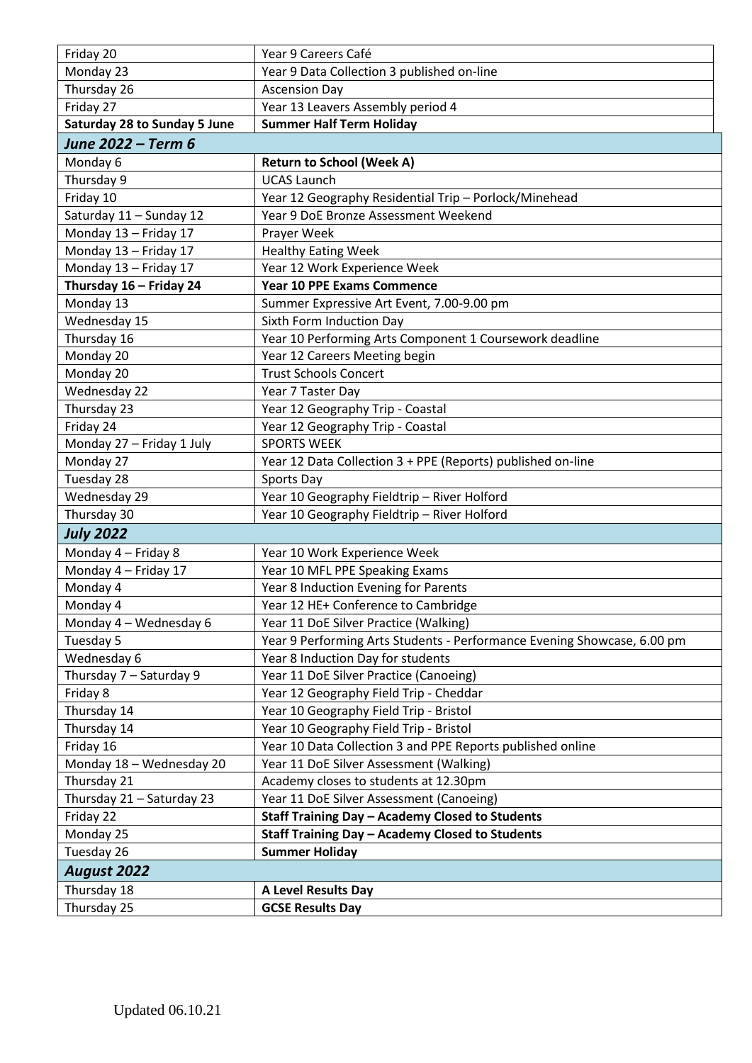| | |
|---|---|
| Friday 20 | Year 9 Careers Café |
| Monday 23 | Year 9 Data Collection 3 published on-line |
| Thursday 26 | Ascension Day |
| Friday 27 | Year 13 Leavers Assembly period 4 |
| **Saturday 28 to Sunday 5 June** | **Summer Half Term Holiday** |
| ***June 2022 – Term 6*** | |
| Monday 6 | **Return to School (Week A)** |
| Thursday 9 | UCAS Launch |
| Friday 10 | Year 12 Geography Residential Trip – Porlock/Minehead |
| Saturday 11 – Sunday 12 | Year 9 DoE Bronze Assessment Weekend |
| Monday 13 – Friday 17 | Prayer Week |
| Monday 13 – Friday 17 | Healthy Eating Week |
| Monday 13 – Friday 17 | Year 12 Work Experience Week |
| **Thursday 16 – Friday 24** | **Year 10 PPE Exams Commence** |
| Monday 13 | Summer Expressive Art Event, 7.00-9.00 pm |
| Wednesday 15 | Sixth Form Induction Day |
| Thursday 16 | Year 10 Performing Arts Component 1 Coursework deadline |
| Monday 20 | Year 12 Careers Meeting begin |
| Monday 20 | Trust Schools Concert |
| Wednesday 22 | Year 7 Taster Day |
| Thursday 23 | Year 12 Geography Trip - Coastal |
| Friday 24 | Year 12 Geography Trip - Coastal |
| Monday 27 – Friday 1 July | SPORTS WEEK |
| Monday 27 | Year 12 Data Collection 3 + PPE (Reports) published on-line |
| Tuesday 28 | Sports Day |
| Wednesday 29 | Year 10 Geography Fieldtrip – River Holford |
| Thursday 30 | Year 10 Geography Fieldtrip – River Holford |
| ***July 2022*** | |
| Monday 4 – Friday 8 | Year 10 Work Experience Week |
| Monday 4 – Friday 17 | Year 10 MFL PPE Speaking Exams |
| Monday 4 | Year 8 Induction Evening for Parents |
| Monday 4 | Year 12 HE+ Conference to Cambridge |
| Monday 4 – Wednesday 6 | Year 11 DoE Silver Practice (Walking) |
| Tuesday 5 | Year 9 Performing Arts Students - Performance Evening Showcase, 6.00 pm |
| Wednesday 6 | Year 8 Induction Day for students |
| Thursday 7 – Saturday 9 | Year 11 DoE Silver Practice (Canoeing) |
| Friday 8 | Year 12 Geography Field Trip - Cheddar |
| Thursday 14 | Year 10 Geography Field Trip - Bristol |
| Thursday 14 | Year 10 Geography Field Trip - Bristol |
| Friday 16 | Year 10 Data Collection 3 and PPE Reports published online |
| Monday 18 – Wednesday 20 | Year 11 DoE Silver Assessment (Walking) |
| Thursday 21 | Academy closes to students at 12.30pm |
| Thursday 21 – Saturday 23 | Year 11 DoE Silver Assessment (Canoeing) |
| Friday 22 | **Staff Training Day – Academy Closed to Students** |
| Monday 25 | **Staff Training Day – Academy Closed to Students** |
| Tuesday 26 | **Summer Holiday** |
| ***August 2022*** | |
| Thursday 18 | **A Level Results Day** |
| Thursday 25 | **GCSE Results Day** |

Updated 06.10.21